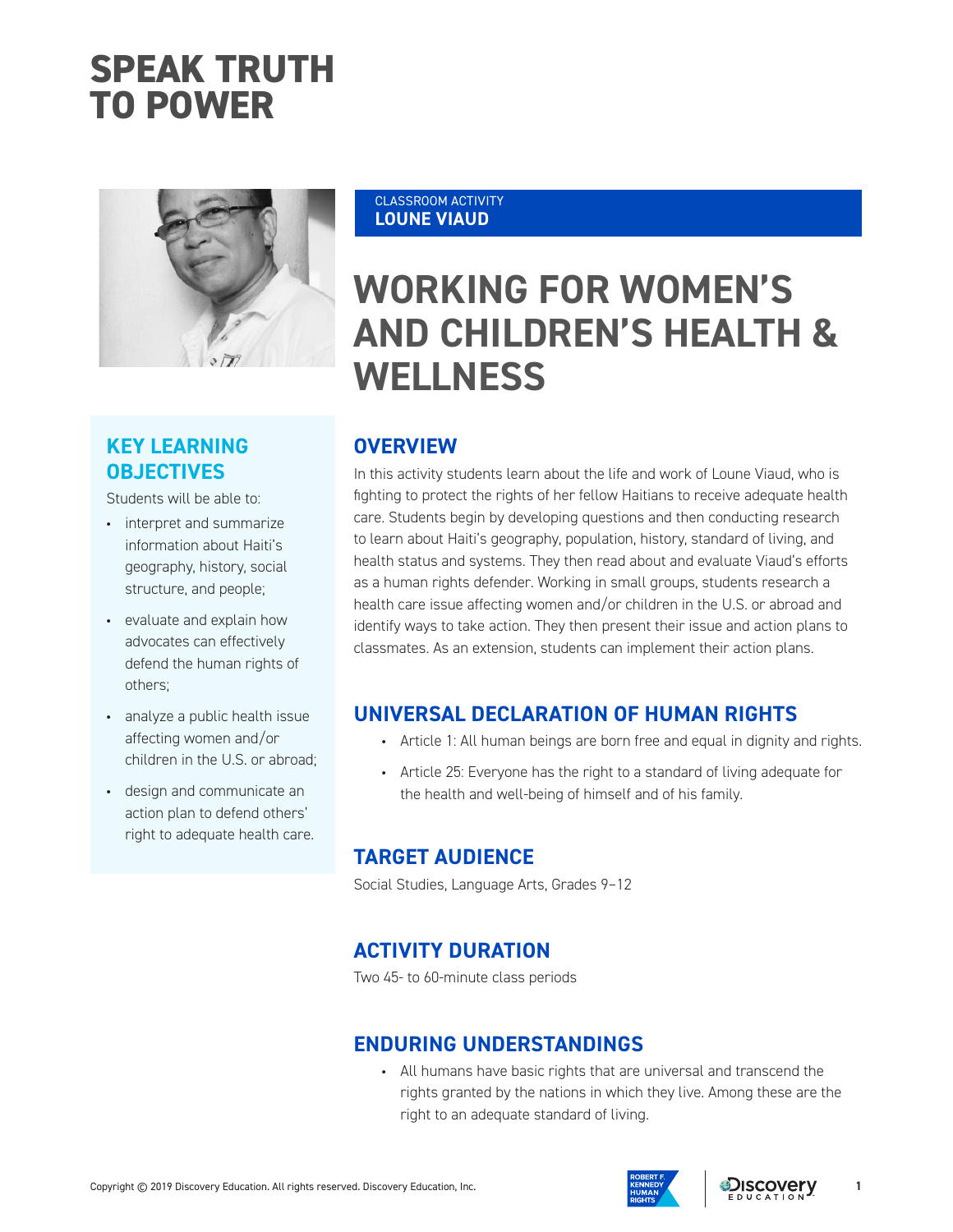# SPEAK TRUTH TO POWER

CLASSROOM ACTIVITY
**LOUNE VIAUD**

# WORKING FOR WOMEN'S AND CHILDREN'S HEALTH & WELLNESS

## OVERVIEW

In this activity students learn about the life and work of Loune Viaud, who is fighting to protect the rights of her fellow Haitians to receive adequate health care. Students begin by developing questions and then conducting research to learn about Haiti's geography, population, history, standard of living, and health status and systems. They then read about and evaluate Viaud's efforts as a human rights defender. Working in small groups, students research a health care issue affecting women and/or children in the U.S. or abroad and identify ways to take action. They then present their issue and action plans to classmates. As an extension, students can implement their action plans.

## KEY LEARNING OBJECTIVES

Students will be able to:

- interpret and summarize information about Haiti's geography, history, social structure, and people;
- evaluate and explain how advocates can effectively defend the human rights of others;
- analyze a public health issue affecting women and/or children in the U.S. or abroad;
- design and communicate an action plan to defend others' right to adequate health care.

## UNIVERSAL DECLARATION OF HUMAN RIGHTS

- Article 1: All human beings are born free and equal in dignity and rights.
- Article 25: Everyone has the right to a standard of living adequate for the health and well-being of himself and of his family.

## TARGET AUDIENCE

Social Studies, Language Arts, Grades 9–12

## ACTIVITY DURATION

Two 45- to 60-minute class periods

## ENDURING UNDERSTANDINGS

- All humans have basic rights that are universal and transcend the rights granted by the nations in which they live. Among these are the right to an adequate standard of living.

Copyright © 2019 Discovery Education. All rights reserved. Discovery Education, Inc.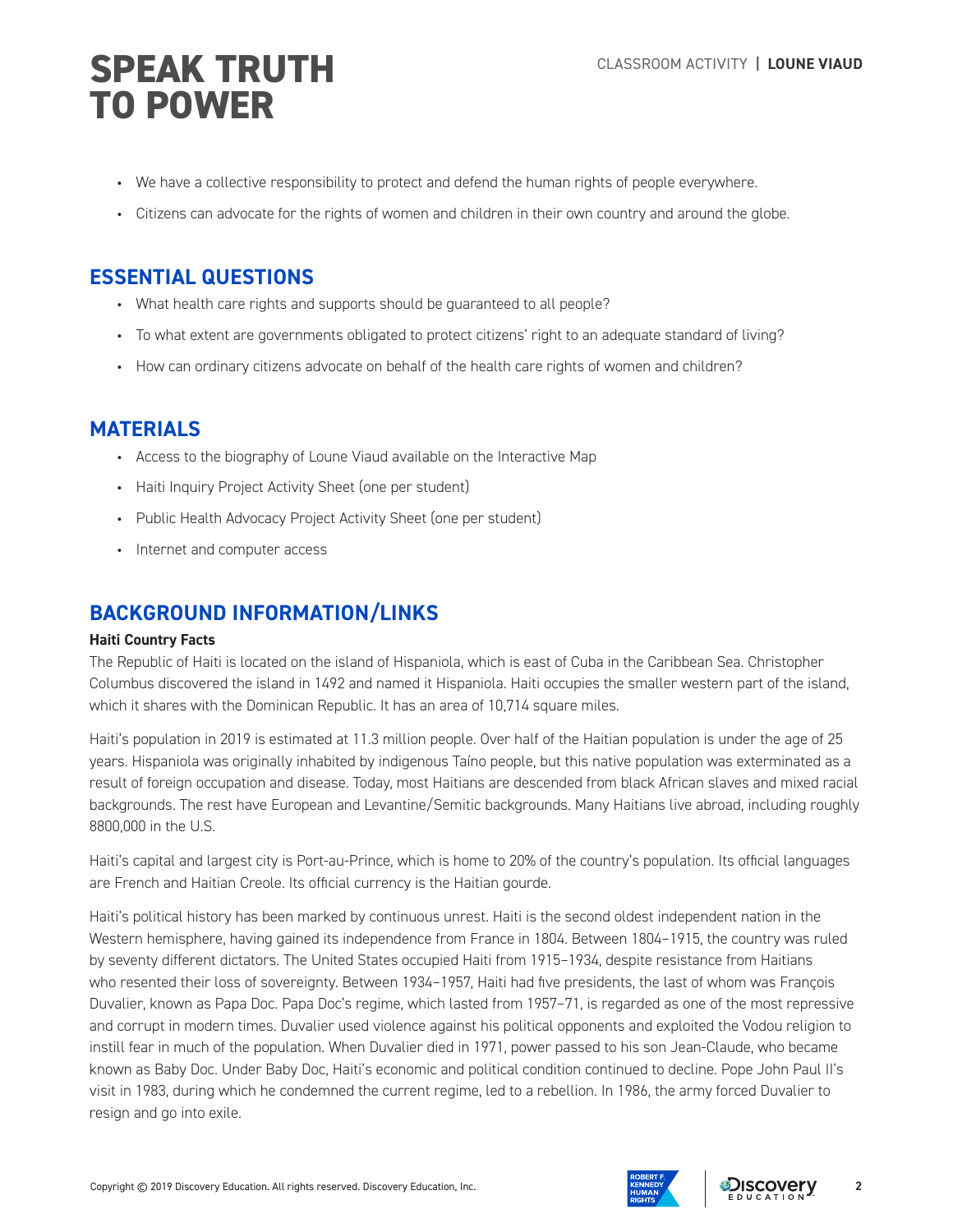- We have a collective responsibility to protect and defend the human rights of people everywhere.
- Citizens can advocate for the rights of women and children in their own country and around the globe.

## ESSENTIAL QUESTIONS

- What health care rights and supports should be guaranteed to all people?
- To what extent are governments obligated to protect citizens' right to an adequate standard of living?
- How can ordinary citizens advocate on behalf of the health care rights of women and children?

## MATERIALS

- Access to the biography of Loune Viaud available on the Interactive Map
- Haiti Inquiry Project Activity Sheet (one per student)
- Public Health Advocacy Project Activity Sheet (one per student)
- Internet and computer access

## BACKGROUND INFORMATION/LINKS

**Haiti Country Facts**

The Republic of Haiti is located on the island of Hispaniola, which is east of Cuba in the Caribbean Sea. Christopher Columbus discovered the island in 1492 and named it Hispaniola. Haiti occupies the smaller western part of the island, which it shares with the Dominican Republic. It has an area of 10,714 square miles.

Haiti's population in 2019 is estimated at 11.3 million people. Over half of the Haitian population is under the age of 25 years. Hispaniola was originally inhabited by indigenous Taíno people, but this native population was exterminated as a result of foreign occupation and disease. Today, most Haitians are descended from black African slaves and mixed racial backgrounds. The rest have European and Levantine/Semitic backgrounds. Many Haitians live abroad, including roughly 8800,000 in the U.S.

Haiti's capital and largest city is Port-au-Prince, which is home to 20% of the country's population. Its official languages are French and Haitian Creole. Its official currency is the Haitian gourde.

Haiti's political history has been marked by continuous unrest. Haiti is the second oldest independent nation in the Western hemisphere, having gained its independence from France in 1804. Between 1804–1915, the country was ruled by seventy different dictators. The United States occupied Haiti from 1915–1934, despite resistance from Haitians who resented their loss of sovereignty. Between 1934–1957, Haiti had five presidents, the last of whom was François Duvalier, known as Papa Doc. Papa Doc's regime, which lasted from 1957–71, is regarded as one of the most repressive and corrupt in modern times. Duvalier used violence against his political opponents and exploited the Vodou religion to instill fear in much of the population. When Duvalier died in 1971, power passed to his son Jean-Claude, who became known as Baby Doc. Under Baby Doc, Haiti's economic and political condition continued to decline. Pope John Paul II's visit in 1983, during which he condemned the current regime, led to a rebellion. In 1986, the army forced Duvalier to resign and go into exile.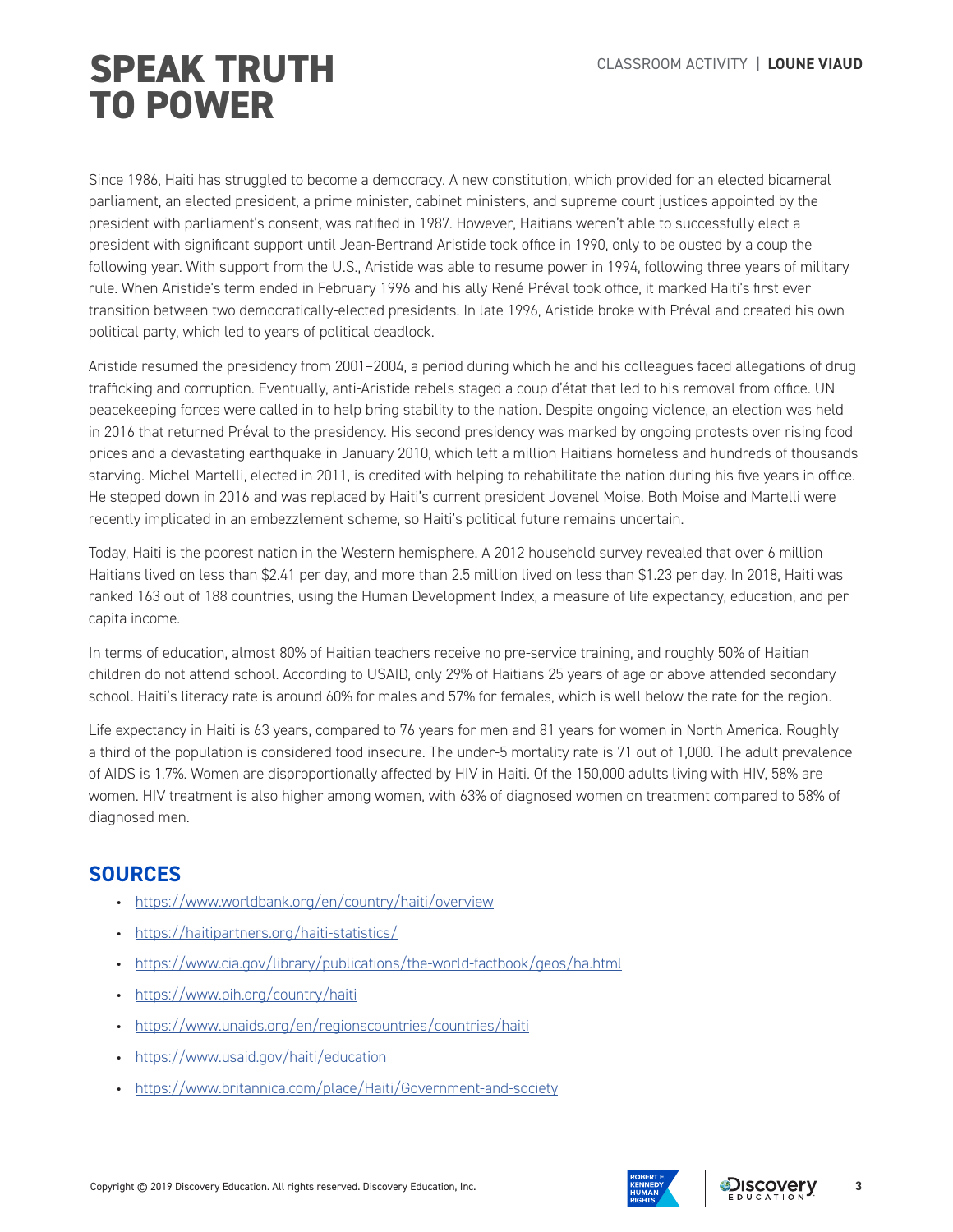# SPEAK TRUTH TO POWER

Since 1986, Haiti has struggled to become a democracy. A new constitution, which provided for an elected bicameral parliament, an elected president, a prime minister, cabinet ministers, and supreme court justices appointed by the president with parliament's consent, was ratified in 1987. However, Haitians weren't able to successfully elect a president with significant support until Jean-Bertrand Aristide took office in 1990, only to be ousted by a coup the following year. With support from the U.S., Aristide was able to resume power in 1994, following three years of military rule. When Aristide's term ended in February 1996 and his ally René Préval took office, it marked Haiti's first ever transition between two democratically-elected presidents. In late 1996, Aristide broke with Préval and created his own political party, which led to years of political deadlock.

Aristide resumed the presidency from 2001–2004, a period during which he and his colleagues faced allegations of drug trafficking and corruption. Eventually, anti-Aristide rebels staged a coup d'état that led to his removal from office. UN peacekeeping forces were called in to help bring stability to the nation. Despite ongoing violence, an election was held in 2016 that returned Préval to the presidency. His second presidency was marked by ongoing protests over rising food prices and a devastating earthquake in January 2010, which left a million Haitians homeless and hundreds of thousands starving. Michel Martelli, elected in 2011, is credited with helping to rehabilitate the nation during his five years in office. He stepped down in 2016 and was replaced by Haiti's current president Jovenel Moise. Both Moise and Martelli were recently implicated in an embezzlement scheme, so Haiti's political future remains uncertain.

Today, Haiti is the poorest nation in the Western hemisphere. A 2012 household survey revealed that over 6 million Haitians lived on less than $2.41 per day, and more than 2.5 million lived on less than $1.23 per day. In 2018, Haiti was ranked 163 out of 188 countries, using the Human Development Index, a measure of life expectancy, education, and per capita income.

In terms of education, almost 80% of Haitian teachers receive no pre-service training, and roughly 50% of Haitian children do not attend school. According to USAID, only 29% of Haitians 25 years of age or above attended secondary school. Haiti's literacy rate is around 60% for males and 57% for females, which is well below the rate for the region.

Life expectancy in Haiti is 63 years, compared to 76 years for men and 81 years for women in North America. Roughly a third of the population is considered food insecure. The under-5 mortality rate is 71 out of 1,000. The adult prevalence of AIDS is 1.7%. Women are disproportionally affected by HIV in Haiti. Of the 150,000 adults living with HIV, 58% are women. HIV treatment is also higher among women, with 63% of diagnosed women on treatment compared to 58% of diagnosed men.

## SOURCES

- https://www.worldbank.org/en/country/haiti/overview
- https://haitipartners.org/haiti-statistics/
- https://www.cia.gov/library/publications/the-world-factbook/geos/ha.html
- https://www.pih.org/country/haiti
- https://www.unaids.org/en/regionscountries/countries/haiti
- https://www.usaid.gov/haiti/education
- https://www.britannica.com/place/Haiti/Government-and-society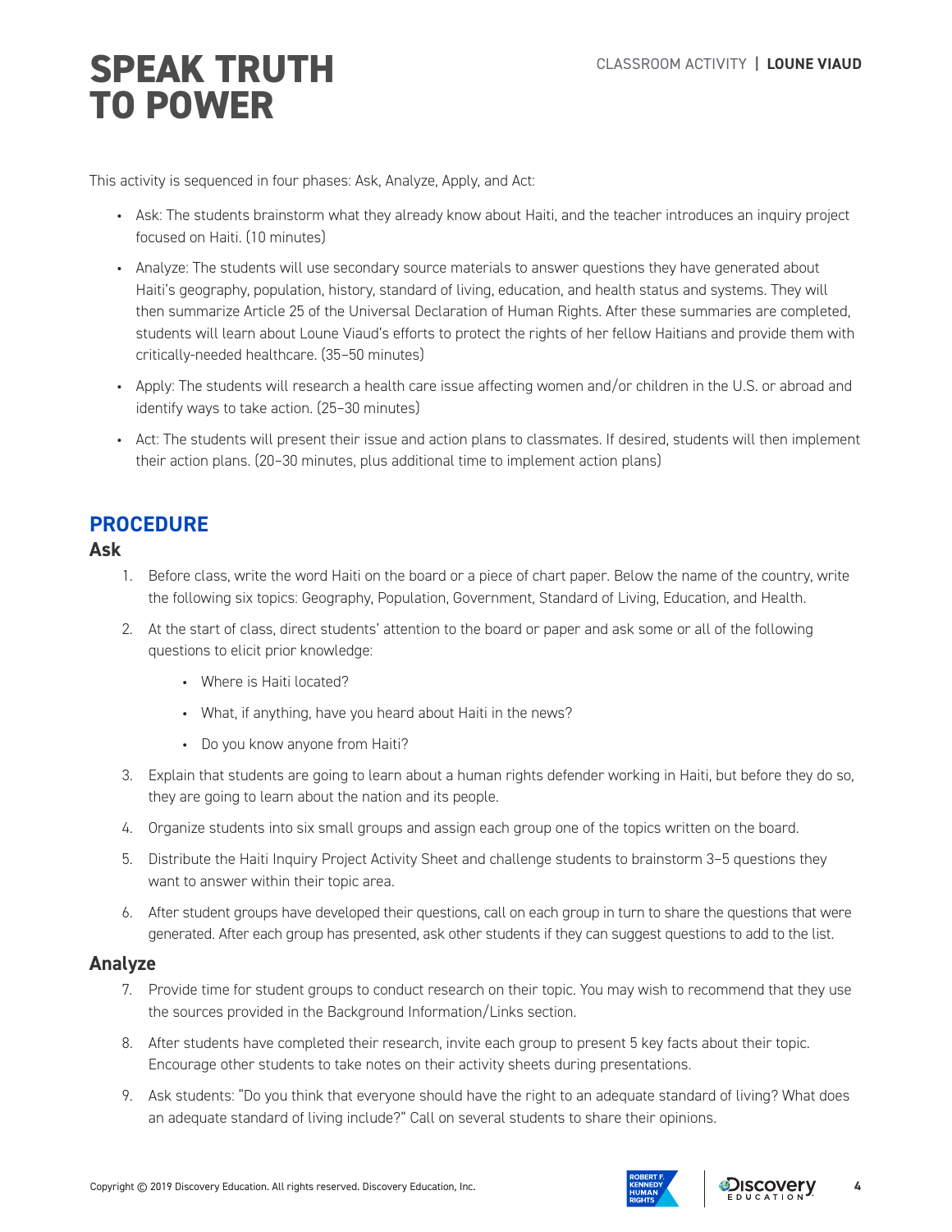# SPEAK TRUTH TO POWER

CLASSROOM ACTIVITY | **LOUNE VIAUD**

This activity is sequenced in four phases: Ask, Analyze, Apply, and Act:

- Ask: The students brainstorm what they already know about Haiti, and the teacher introduces an inquiry project focused on Haiti. (10 minutes)
- Analyze: The students will use secondary source materials to answer questions they have generated about Haiti's geography, population, history, standard of living, education, and health status and systems. They will then summarize Article 25 of the Universal Declaration of Human Rights. After these summaries are completed, students will learn about Loune Viaud's efforts to protect the rights of her fellow Haitians and provide them with critically-needed healthcare. (35–50 minutes)
- Apply: The students will research a health care issue affecting women and/or children in the U.S. or abroad and identify ways to take action. (25–30 minutes)
- Act: The students will present their issue and action plans to classmates. If desired, students will then implement their action plans. (20–30 minutes, plus additional time to implement action plans)

## PROCEDURE

### Ask

1. Before class, write the word Haiti on the board or a piece of chart paper. Below the name of the country, write the following six topics: Geography, Population, Government, Standard of Living, Education, and Health.
2. At the start of class, direct students' attention to the board or paper and ask some or all of the following questions to elicit prior knowledge:
   - Where is Haiti located?
   - What, if anything, have you heard about Haiti in the news?
   - Do you know anyone from Haiti?
3. Explain that students are going to learn about a human rights defender working in Haiti, but before they do so, they are going to learn about the nation and its people.
4. Organize students into six small groups and assign each group one of the topics written on the board.
5. Distribute the Haiti Inquiry Project Activity Sheet and challenge students to brainstorm 3–5 questions they want to answer within their topic area.
6. After student groups have developed their questions, call on each group in turn to share the questions that were generated. After each group has presented, ask other students if they can suggest questions to add to the list.

### Analyze

7. Provide time for student groups to conduct research on their topic. You may wish to recommend that they use the sources provided in the Background Information/Links section.
8. After students have completed their research, invite each group to present 5 key facts about their topic. Encourage other students to take notes on their activity sheets during presentations.
9. Ask students: "Do you think that everyone should have the right to an adequate standard of living? What does an adequate standard of living include?" Call on several students to share their opinions.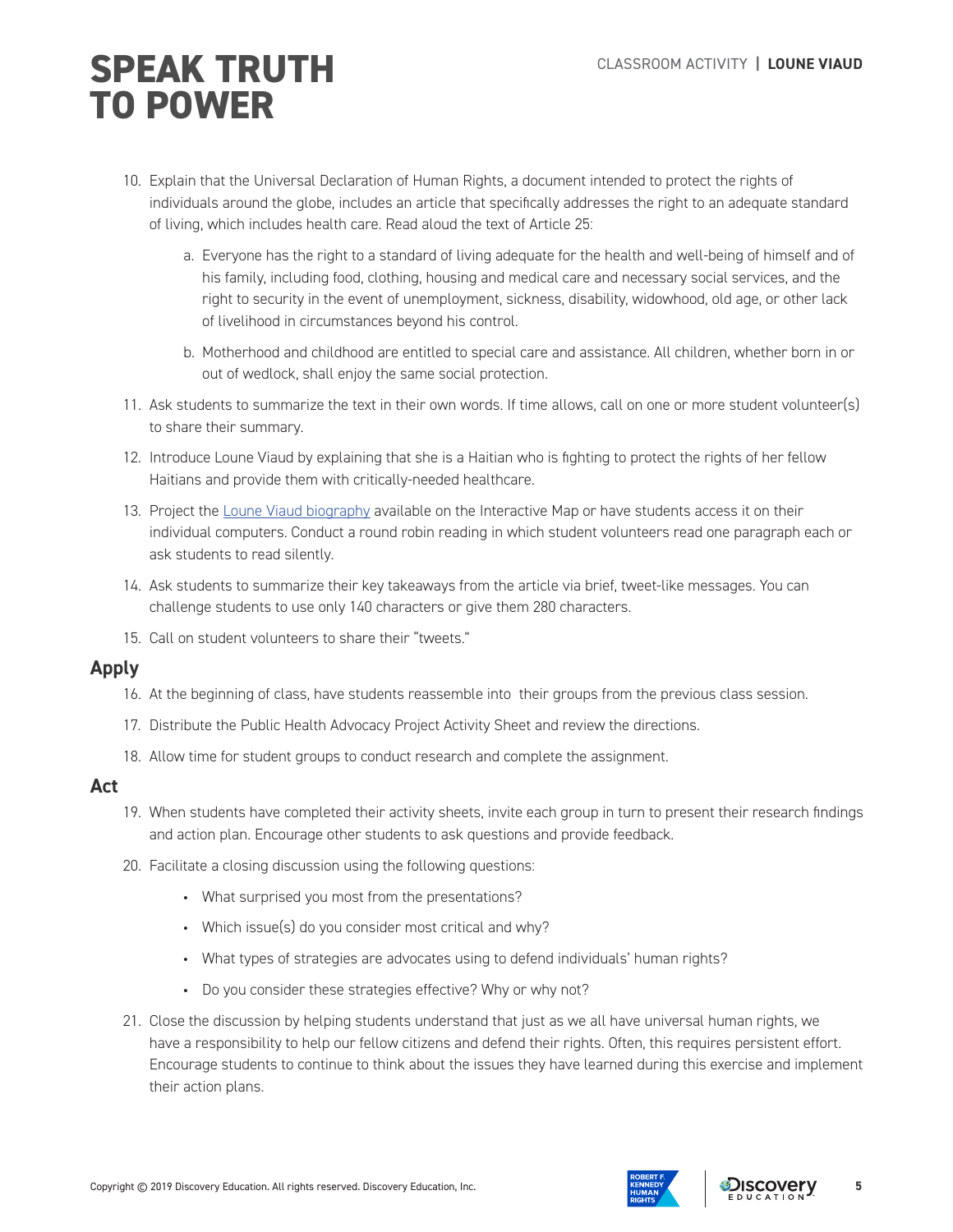10. Explain that the Universal Declaration of Human Rights, a document intended to protect the rights of individuals around the globe, includes an article that specifically addresses the right to an adequate standard of living, which includes health care. Read aloud the text of Article 25:

    a. Everyone has the right to a standard of living adequate for the health and well-being of himself and of his family, including food, clothing, housing and medical care and necessary social services, and the right to security in the event of unemployment, sickness, disability, widowhood, old age, or other lack of livelihood in circumstances beyond his control.

    b. Motherhood and childhood are entitled to special care and assistance. All children, whether born in or out of wedlock, shall enjoy the same social protection.

11. Ask students to summarize the text in their own words. If time allows, call on one or more student volunteer(s) to share their summary.

12. Introduce Loune Viaud by explaining that she is a Haitian who is fighting to protect the rights of her fellow Haitians and provide them with critically-needed healthcare.

13. Project the Loune Viaud biography available on the Interactive Map or have students access it on their individual computers. Conduct a round robin reading in which student volunteers read one paragraph each or ask students to read silently.

14. Ask students to summarize their key takeaways from the article via brief, tweet-like messages. You can challenge students to use only 140 characters or give them 280 characters.

15. Call on student volunteers to share their "tweets."

## Apply

16. At the beginning of class, have students reassemble into their groups from the previous class session.

17. Distribute the Public Health Advocacy Project Activity Sheet and review the directions.

18. Allow time for student groups to conduct research and complete the assignment.

## Act

19. When students have completed their activity sheets, invite each group in turn to present their research findings and action plan. Encourage other students to ask questions and provide feedback.

20. Facilitate a closing discussion using the following questions:

    - What surprised you most from the presentations?
    - Which issue(s) do you consider most critical and why?
    - What types of strategies are advocates using to defend individuals' human rights?
    - Do you consider these strategies effective? Why or why not?

21. Close the discussion by helping students understand that just as we all have universal human rights, we have a responsibility to help our fellow citizens and defend their rights. Often, this requires persistent effort. Encourage students to continue to think about the issues they have learned during this exercise and implement their action plans.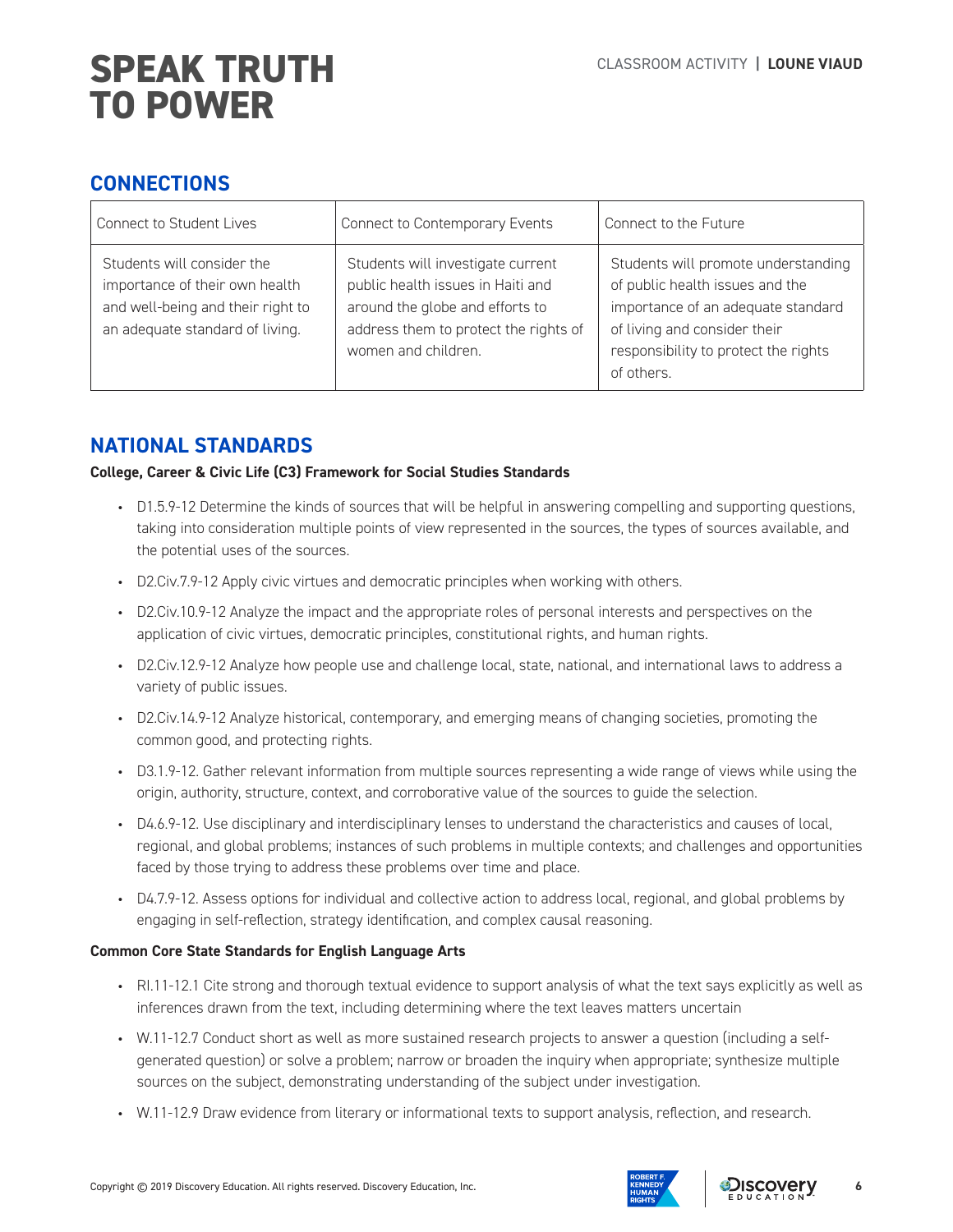## CONNECTIONS

| Connect to Student Lives | Connect to Contemporary Events | Connect to the Future |
|---|---|---|
| Students will consider the importance of their own health and well-being and their right to an adequate standard of living. | Students will investigate current public health issues in Haiti and around the globe and efforts to address them to protect the rights of women and children. | Students will promote understanding of public health issues and the importance of an adequate standard of living and consider their responsibility to protect the rights of others. |

## NATIONAL STANDARDS

**College, Career & Civic Life (C3) Framework for Social Studies Standards**

- D1.5.9-12 Determine the kinds of sources that will be helpful in answering compelling and supporting questions, taking into consideration multiple points of view represented in the sources, the types of sources available, and the potential uses of the sources.
- D2.Civ.7.9-12 Apply civic virtues and democratic principles when working with others.
- D2.Civ.10.9-12 Analyze the impact and the appropriate roles of personal interests and perspectives on the application of civic virtues, democratic principles, constitutional rights, and human rights.
- D2.Civ.12.9-12 Analyze how people use and challenge local, state, national, and international laws to address a variety of public issues.
- D2.Civ.14.9-12 Analyze historical, contemporary, and emerging means of changing societies, promoting the common good, and protecting rights.
- D3.1.9-12. Gather relevant information from multiple sources representing a wide range of views while using the origin, authority, structure, context, and corroborative value of the sources to guide the selection.
- D4.6.9-12. Use disciplinary and interdisciplinary lenses to understand the characteristics and causes of local, regional, and global problems; instances of such problems in multiple contexts; and challenges and opportunities faced by those trying to address these problems over time and place.
- D4.7.9-12. Assess options for individual and collective action to address local, regional, and global problems by engaging in self-reflection, strategy identification, and complex causal reasoning.

**Common Core State Standards for English Language Arts**

- RI.11-12.1 Cite strong and thorough textual evidence to support analysis of what the text says explicitly as well as inferences drawn from the text, including determining where the text leaves matters uncertain
- W.11-12.7 Conduct short as well as more sustained research projects to answer a question (including a self-generated question) or solve a problem; narrow or broaden the inquiry when appropriate; synthesize multiple sources on the subject, demonstrating understanding of the subject under investigation.
- W.11-12.9 Draw evidence from literary or informational texts to support analysis, reflection, and research.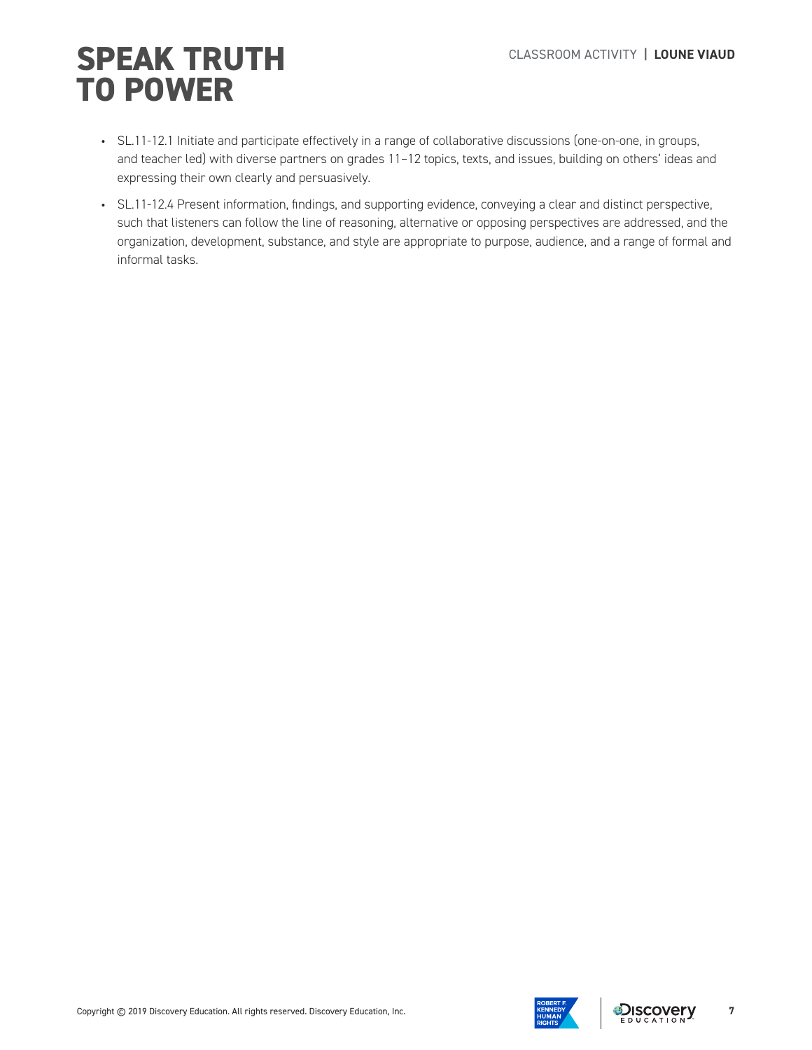- SL.11-12.1 Initiate and participate effectively in a range of collaborative discussions (one-on-one, in groups, and teacher led) with diverse partners on grades 11–12 topics, texts, and issues, building on others' ideas and expressing their own clearly and persuasively.
- SL.11-12.4 Present information, findings, and supporting evidence, conveying a clear and distinct perspective, such that listeners can follow the line of reasoning, alternative or opposing perspectives are addressed, and the organization, development, substance, and style are appropriate to purpose, audience, and a range of formal and informal tasks.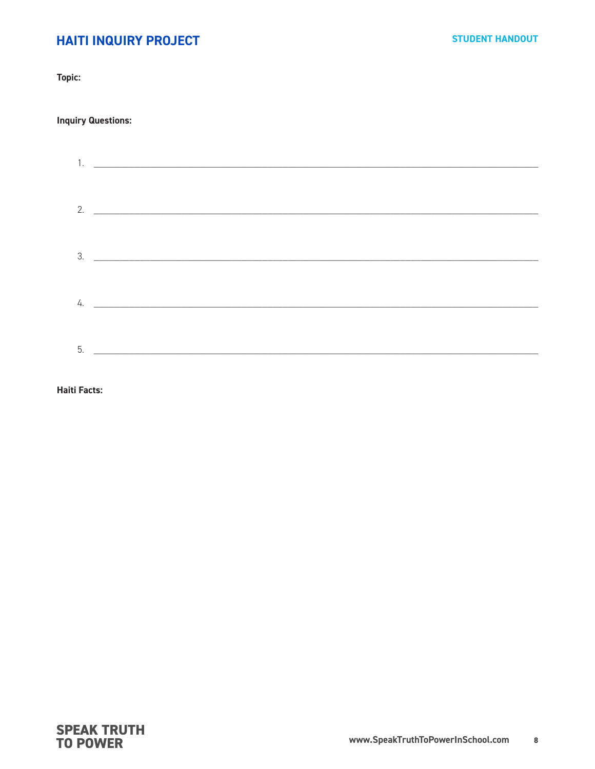# HAITI INQUIRY PROJECT

**STUDENT HANDOUT**

**Topic:**

**Inquiry Questions:**

1. ______________________________________________________________________________

2. ______________________________________________________________________________

3. ______________________________________________________________________________

4. ______________________________________________________________________________

5. ______________________________________________________________________________

**Haiti Facts:**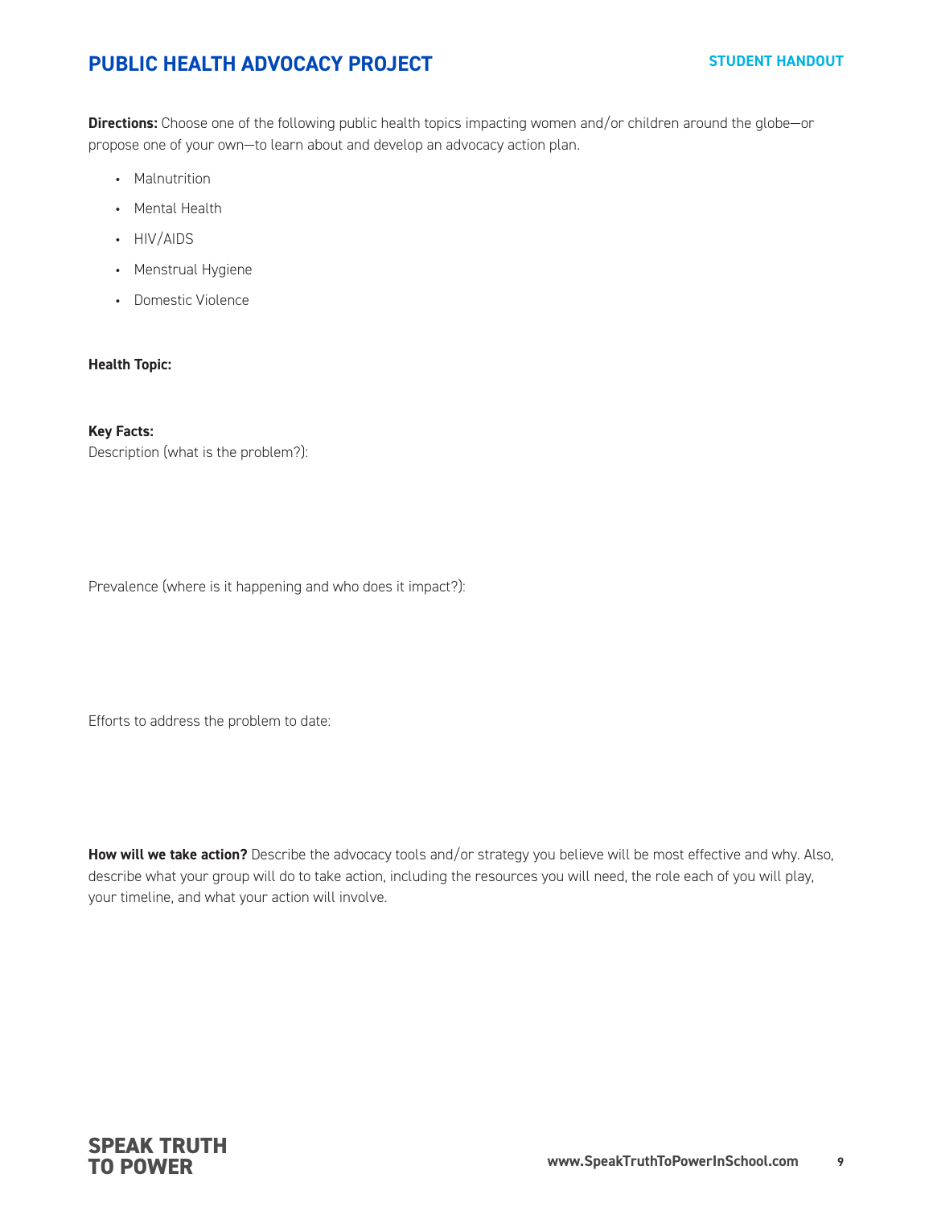# PUBLIC HEALTH ADVOCACY PROJECT

**STUDENT HANDOUT**

**Directions:** Choose one of the following public health topics impacting women and/or children around the globe—or propose one of your own—to learn about and develop an advocacy action plan.

- Malnutrition
- Mental Health
- HIV/AIDS
- Menstrual Hygiene
- Domestic Violence

**Health Topic:**

**Key Facts:**

Description (what is the problem?):

Prevalence (where is it happening and who does it impact?):

Efforts to address the problem to date:

**How will we take action?** Describe the advocacy tools and/or strategy you believe will be most effective and why. Also, describe what your group will do to take action, including the resources you will need, the role each of you will play, your timeline, and what your action will involve.